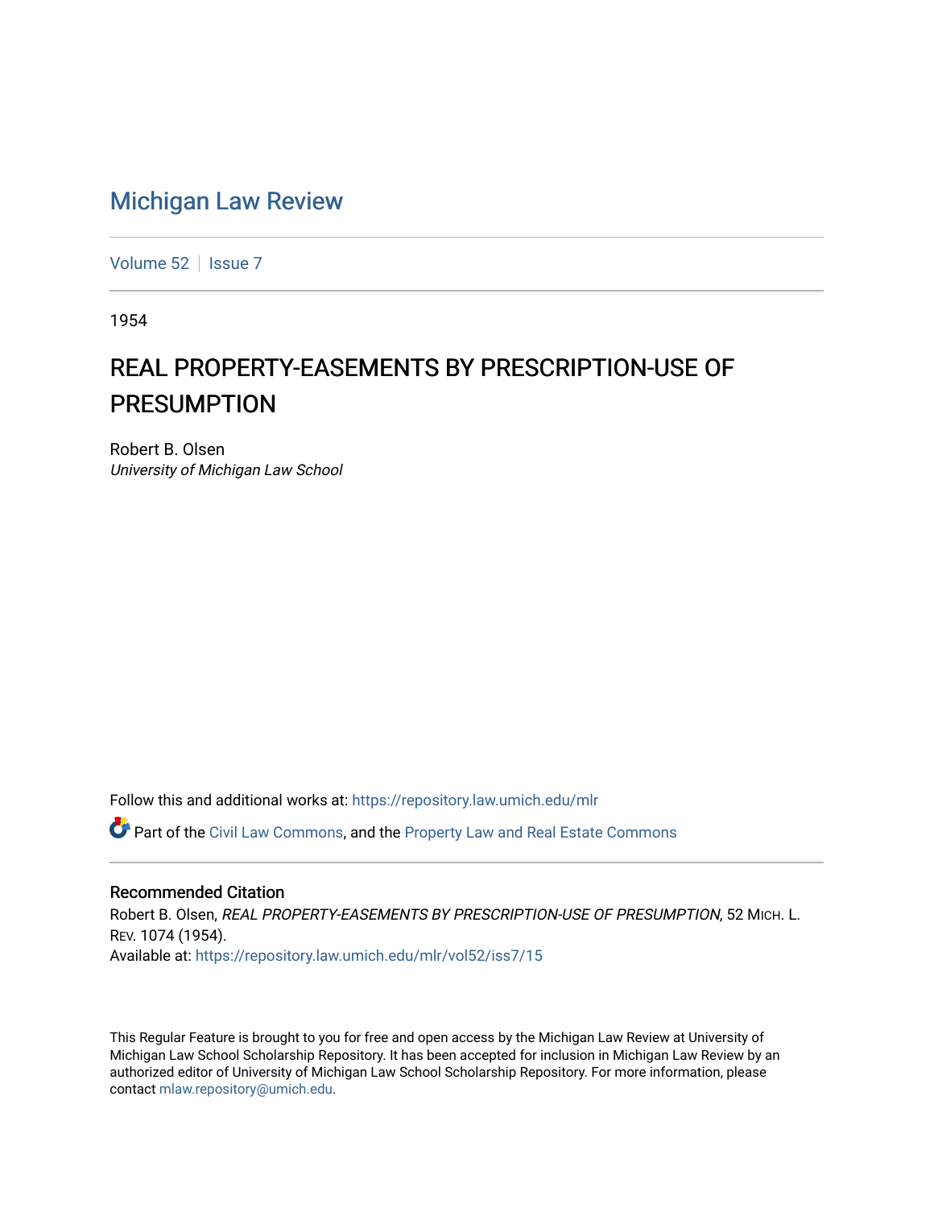# Michigan Law Review

Volume 52 | Issue 7

1954

## REAL PROPERTY-EASEMENTS BY PRESCRIPTION-USE OF PRESUMPTION

Robert B. Olsen
*University of Michigan Law School*

Follow this and additional works at: https://repository.law.umich.edu/mlr

Part of the Civil Law Commons, and the Property Law and Real Estate Commons

### Recommended Citation

Robert B. Olsen, *REAL PROPERTY-EASEMENTS BY PRESCRIPTION-USE OF PRESUMPTION*, 52 MICH. L. REV. 1074 (1954).
Available at: https://repository.law.umich.edu/mlr/vol52/iss7/15

This Regular Feature is brought to you for free and open access by the Michigan Law Review at University of Michigan Law School Scholarship Repository. It has been accepted for inclusion in Michigan Law Review by an authorized editor of University of Michigan Law School Scholarship Repository. For more information, please contact mlaw.repository@umich.edu.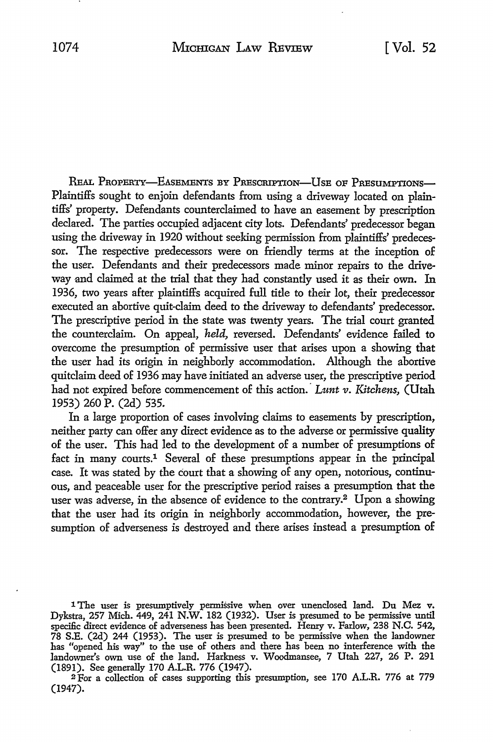REAL PROPERTY—EASEMENTS BY PRESCRIPTION—USE OF PRESUMPTIONS— Plaintiffs sought to enjoin defendants from using a driveway located on plaintiffs' property. Defendants counterclaimed to have an easement by prescription declared. The parties occupied adjacent city lots. Defendants' predecessor began using the driveway in 1920 without seeking permission from plaintiffs' predecessor. The respective predecessors were on friendly terms at the inception of the user. Defendants and their predecessors made minor repairs to the driveway and claimed at the trial that they had constantly used it as their own. In 1936, two years after plaintiffs acquired full title to their lot, their predecessor executed an abortive quit-claim deed to the driveway to defendants' predecessor. The prescriptive period in the state was twenty years. The trial court granted the counterclaim. On appeal, *held,* reversed. Defendants' evidence failed to overcome the presumption of permissive user that arises upon a showing that the user had its origin in neighborly accommodation. Although the abortive quitclaim deed of 1936 may have initiated an adverse user, the prescriptive period had not expired before commencement of this action. *Lunt v. Kitchens,* (Utah 1953) 260 P. (2d) 535.

In a large proportion of cases involving claims to easements by prescription, neither party can offer any direct evidence as to the adverse or permissive quality of the user. This had led to the development of a number of presumptions of fact in many courts.[1] Several of these presumptions appear in the principal case. It was stated by the court that a showing of any open, notorious, continuous, and peaceable user for the prescriptive period raises a presumption that the user was adverse, in the absence of evidence to the contrary.[2] Upon a showing that the user had its origin in neighborly accommodation, however, the presumption of adverseness is destroyed and there arises instead a presumption of

---

[1] The user is presumptively permissive when over unenclosed land. Du Mez v. Dykstra, 257 Mich. 449, 241 N.W. 182 (1932). User is presumed to be permissive until specific direct evidence of adverseness has been presented. Henry v. Farlow, 238 N.C. 542, 78 S.E. (2d) 244 (1953). The user is presumed to be permissive when the landowner has "opened his way" to the use of others and there has been no interference with the landowner's own use of the land. Harkness v. Woodmansee, 7 Utah 227, 26 P. 291 (1891). See generally 170 A.L.R. 776 (1947).

[2] For a collection of cases supporting this presumption, see 170 A.L.R. 776 at 779 (1947).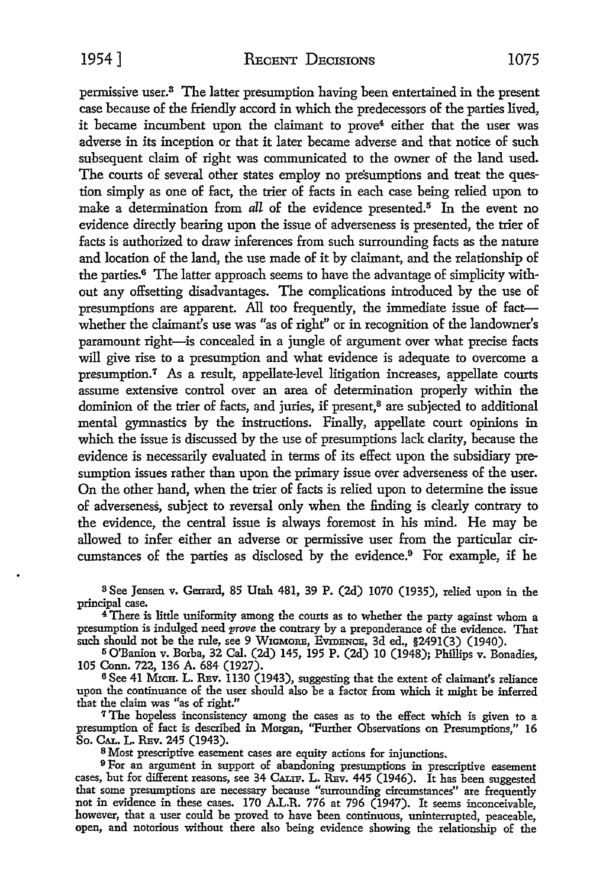permissive user.[3] The latter presumption having been entertained in the present case because of the friendly accord in which the predecessors of the parties lived, it became incumbent upon the claimant to prove[4] either that the user was adverse in its inception or that it later became adverse and that notice of such subsequent claim of right was communicated to the owner of the land used. The courts of several other states employ no presumptions and treat the question simply as one of fact, the trier of facts in each case being relied upon to make a determination from *all* of the evidence presented.[5] In the event no evidence directly bearing upon the issue of adverseness is presented, the trier of facts is authorized to draw inferences from such surrounding facts as the nature and location of the land, the use made of it by claimant, and the relationship of the parties.[6] The latter approach seems to have the advantage of simplicity without any offsetting disadvantages. The complications introduced by the use of presumptions are apparent. All too frequently, the immediate issue of fact—whether the claimant's use was "as of right" or in recognition of the landowner's paramount right—is concealed in a jungle of argument over what precise facts will give rise to a presumption and what evidence is adequate to overcome a presumption.[7] As a result, appellate-level litigation increases, appellate courts assume extensive control over an area of determination properly within the dominion of the trier of facts, and juries, if present,[8] are subjected to additional mental gymnastics by the instructions. Finally, appellate court opinions in which the issue is discussed by the use of presumptions lack clarity, because the evidence is necessarily evaluated in terms of its effect upon the subsidiary presumption issues rather than upon the primary issue over adverseness of the user. On the other hand, when the trier of facts is relied upon to determine the issue of adverseness, subject to reversal only when the finding is clearly contrary to the evidence, the central issue is always foremost in his mind. He may be allowed to infer either an adverse or permissive user from the particular circumstances of the parties as disclosed by the evidence.[9] For example, if he

[3] See Jensen v. Gerrard, 85 Utah 481, 39 P. (2d) 1070 (1935), relied upon in the principal case.

[4] There is little uniformity among the courts as to whether the party against whom a presumption is indulged need *prove* the contrary by a preponderance of the evidence. That such should not be the rule, see 9 WIGMORE, EVIDENCE, 3d ed., §2491(3) (1940).

[5] O'Banion v. Borba, 32 Cal. (2d) 145, 195 P. (2d) 10 (1948); Phillips v. Bonadies, 105 Conn. 722, 136 A. 684 (1927).

[6] See 41 MICH. L. REV. 1130 (1943), suggesting that the extent of claimant's reliance upon the continuance of the user should also be a factor from which it might be inferred that the claim was "as of right."

[7] The hopeless inconsistency among the cases as to the effect which is given to a presumption of fact is described in Morgan, "Further Observations on Presumptions," 16 So. CAL. L. REV. 245 (1943).

[8] Most prescriptive easement cases are equity actions for injunctions.

[9] For an argument in support of abandoning presumptions in prescriptive easement cases, but for different reasons, see 34 CALIF. L. REV. 445 (1946). It has been suggested that some presumptions are necessary because "surrounding circumstances" are frequently not in evidence in these cases. 170 A.L.R. 776 at 796 (1947). It seems inconceivable, however, that a user could be proved to have been continuous, uninterrupted, peaceable, open, and notorious without there also being evidence showing the relationship of the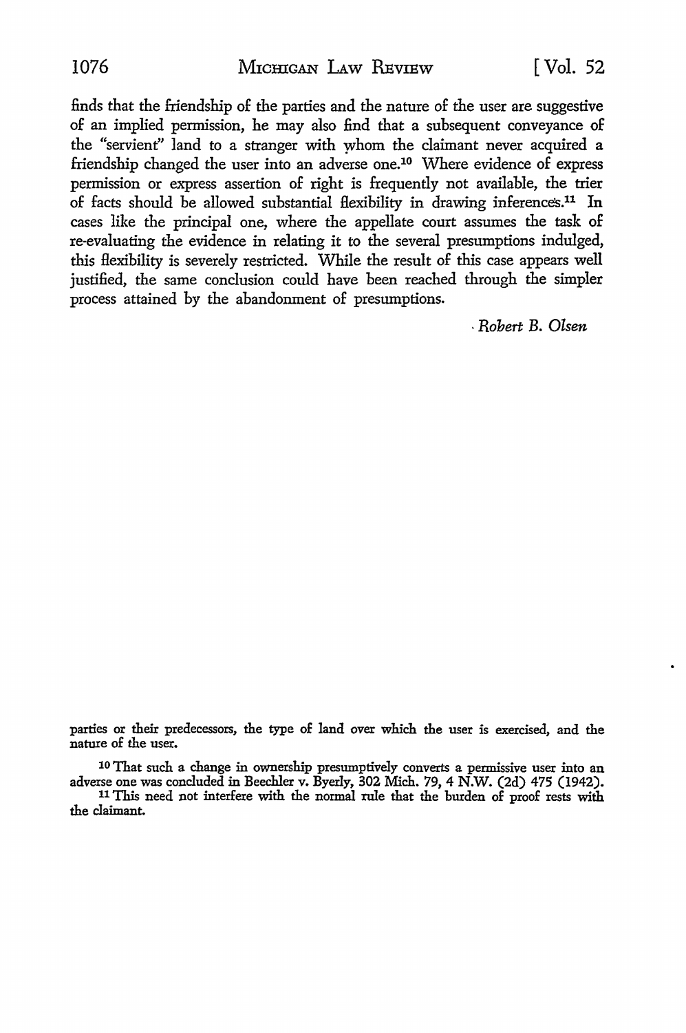finds that the friendship of the parties and the nature of the user are suggestive of an implied permission, he may also find that a subsequent conveyance of the "servient" land to a stranger with whom the claimant never acquired a friendship changed the user into an adverse one.[10] Where evidence of express permission or express assertion of right is frequently not available, the trier of facts should be allowed substantial flexibility in drawing inferences.[11] In cases like the principal one, where the appellate court assumes the task of re-evaluating the evidence in relating it to the several presumptions indulged, this flexibility is severely restricted. While the result of this case appears well justified, the same conclusion could have been reached through the simpler process attained by the abandonment of presumptions.

*Robert B. Olsen*

---

parties or their predecessors, the type of land over which the user is exercised, and the nature of the user.

[10] That such a change in ownership presumptively converts a permissive user into an adverse one was concluded in Beechler v. Byerly, 302 Mich. 79, 4 N.W. (2d) 475 (1942).

[11] This need not interfere with the normal rule that the burden of proof rests with the claimant.